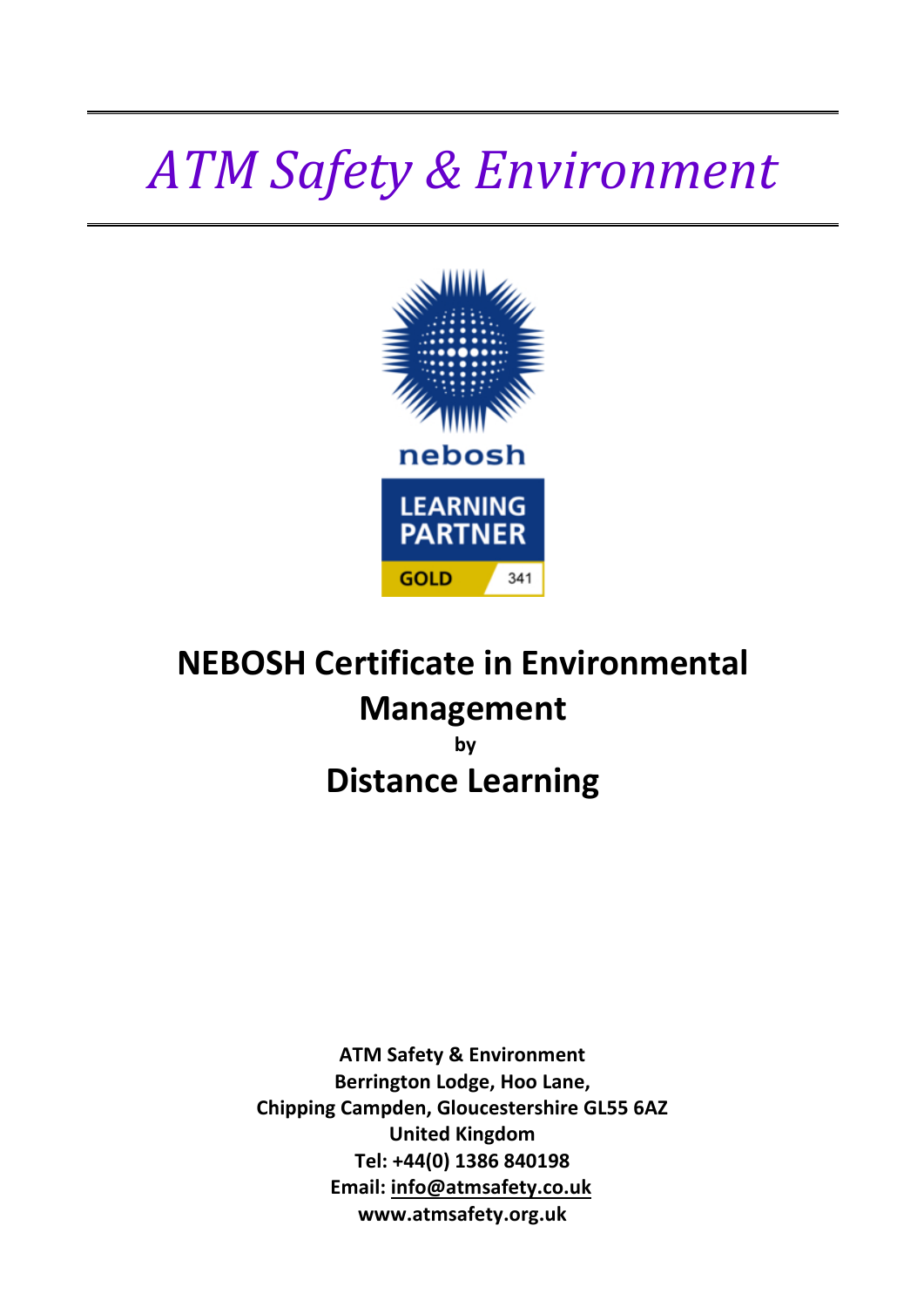# *ATM Safety & Environment*

nebosh

LEARNING PARTNER

GOLD 341

## NEBOSH Certificate in Environmental Management

**by**

## Distance Learning

**ATM Safety & Environment**
**Berrington Lodge, Hoo Lane,**
**Chipping Campden, Gloucestershire GL55 6AZ**
**United Kingdom**
**Tel: +44(0) 1386 840198**
**Email: info@atmsafety.co.uk**
**www.atmsafety.org.uk**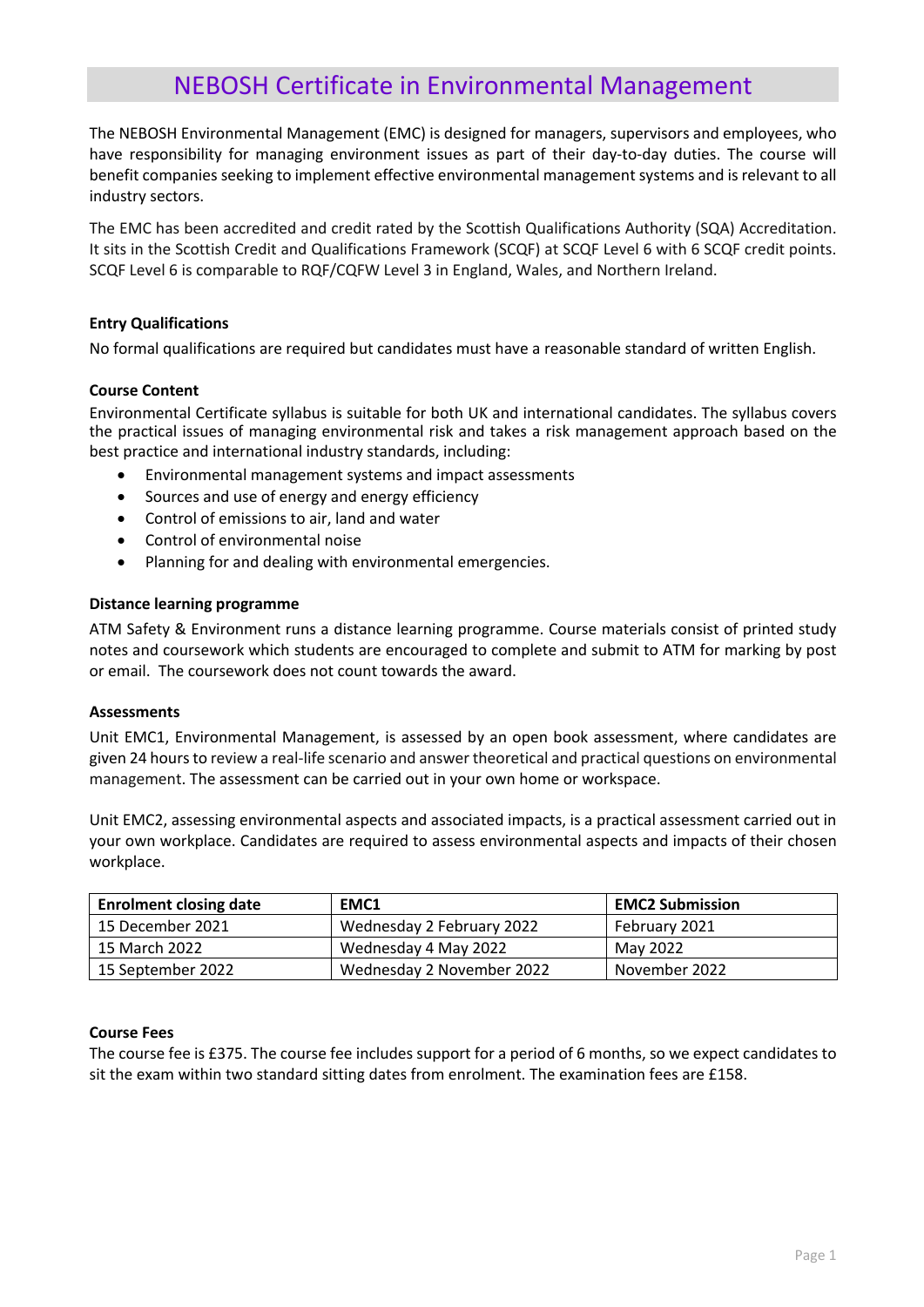# NEBOSH Certificate in Environmental Management

The NEBOSH Environmental Management (EMC) is designed for managers, supervisors and employees, who have responsibility for managing environment issues as part of their day-to-day duties. The course will benefit companies seeking to implement effective environmental management systems and is relevant to all industry sectors.

The EMC has been accredited and credit rated by the Scottish Qualifications Authority (SQA) Accreditation. It sits in the Scottish Credit and Qualifications Framework (SCQF) at SCQF Level 6 with 6 SCQF credit points. SCQF Level 6 is comparable to RQF/CQFW Level 3 in England, Wales, and Northern Ireland.

**Entry Qualifications**

No formal qualifications are required but candidates must have a reasonable standard of written English.

**Course Content**

Environmental Certificate syllabus is suitable for both UK and international candidates. The syllabus covers the practical issues of managing environmental risk and takes a risk management approach based on the best practice and international industry standards, including:

- Environmental management systems and impact assessments
- Sources and use of energy and energy efficiency
- Control of emissions to air, land and water
- Control of environmental noise
- Planning for and dealing with environmental emergencies.

**Distance learning programme**

ATM Safety & Environment runs a distance learning programme. Course materials consist of printed study notes and coursework which students are encouraged to complete and submit to ATM for marking by post or email. The coursework does not count towards the award.

**Assessments**

Unit EMC1, Environmental Management, is assessed by an open book assessment, where candidates are given 24 hours to review a real-life scenario and answer theoretical and practical questions on environmental management. The assessment can be carried out in your own home or workspace.

Unit EMC2, assessing environmental aspects and associated impacts, is a practical assessment carried out in your own workplace. Candidates are required to assess environmental aspects and impacts of their chosen workplace.

| Enrolment closing date | EMC1 | EMC2 Submission |
|---|---|---|
| 15 December 2021 | Wednesday 2 February 2022 | February 2021 |
| 15 March 2022 | Wednesday 4 May 2022 | May 2022 |
| 15 September 2022 | Wednesday 2 November 2022 | November 2022 |

**Course Fees**

The course fee is £375. The course fee includes support for a period of 6 months, so we expect candidates to sit the exam within two standard sitting dates from enrolment. The examination fees are £158.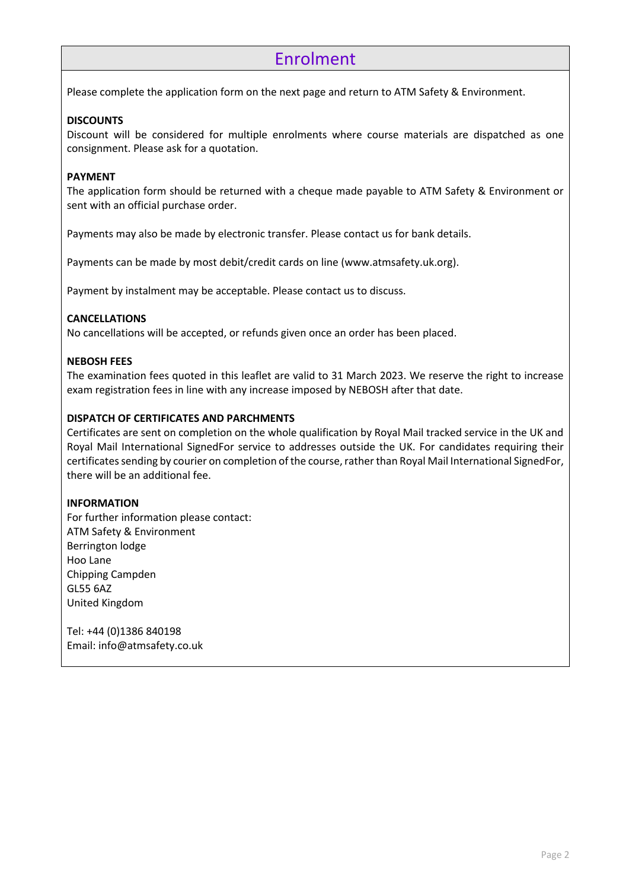# Enrolment

Please complete the application form on the next page and return to ATM Safety & Environment.

**DISCOUNTS**

Discount will be considered for multiple enrolments where course materials are dispatched as one consignment. Please ask for a quotation.

**PAYMENT**

The application form should be returned with a cheque made payable to ATM Safety & Environment or sent with an official purchase order.

Payments may also be made by electronic transfer. Please contact us for bank details.

Payments can be made by most debit/credit cards on line (www.atmsafety.uk.org).

Payment by instalment may be acceptable. Please contact us to discuss.

**CANCELLATIONS**

No cancellations will be accepted, or refunds given once an order has been placed.

**NEBOSH FEES**

The examination fees quoted in this leaflet are valid to 31 March 2023. We reserve the right to increase exam registration fees in line with any increase imposed by NEBOSH after that date.

**DISPATCH OF CERTIFICATES AND PARCHMENTS**

Certificates are sent on completion on the whole qualification by Royal Mail tracked service in the UK and Royal Mail International SignedFor service to addresses outside the UK. For candidates requiring their certificates sending by courier on completion of the course, rather than Royal Mail International SignedFor, there will be an additional fee.

**INFORMATION**

For further information please contact:
ATM Safety & Environment
Berrington lodge
Hoo Lane
Chipping Campden
GL55 6AZ
United Kingdom

Tel: +44 (0)1386 840198
Email: info@atmsafety.co.uk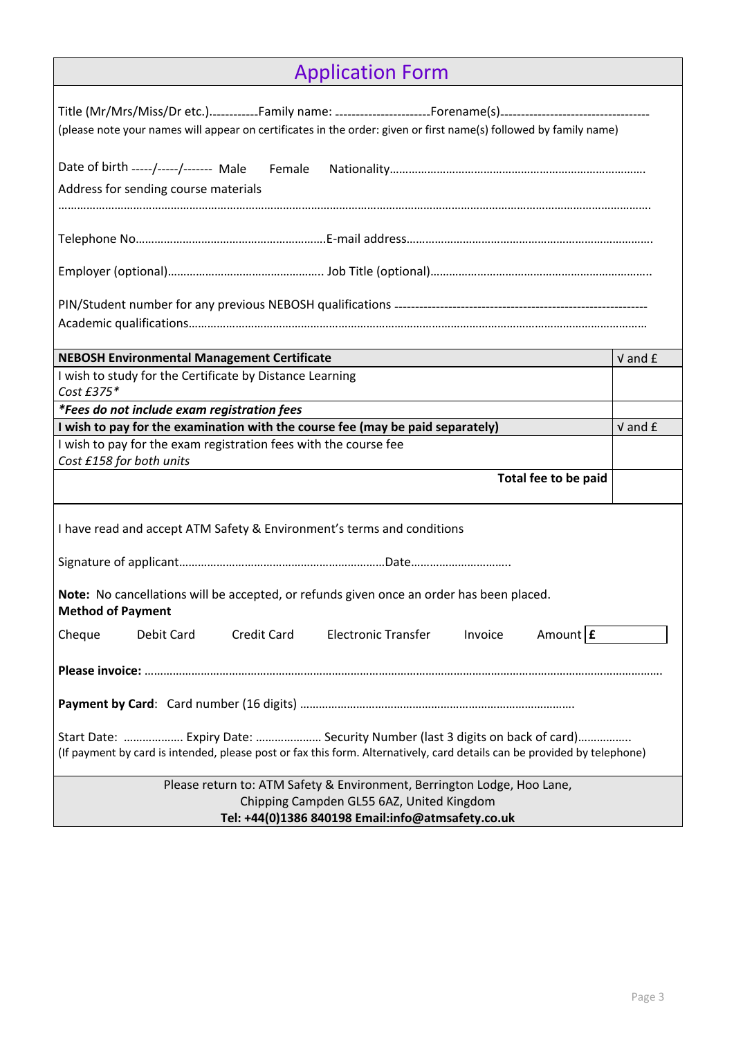# Application Form

Title (Mr/Mrs/Miss/Dr etc.)............Family name: ........................Forename(s)........................................

(please note your names will appear on certificates in the order: given or first name(s) followed by family name)

Date of birth -----/-----/------- Male Female Nationality.................................................................................

Address for sending course materials

.........................................................................................................................................................

Telephone No............................................................E-mail address.............................................................................

Employer (optional)................................................. Job Title (optional)......................................................................

PIN/Student number for any previous NEBOSH qualifications ------------------------------------------------------------

Academic qualifications....................................................................................................................................

| NEBOSH Environmental Management Certificate | √ and £ |
|---|---|
| I wish to study for the Certificate by Distance Learning<br>*Cost £375** | |
| ***Fees do not include exam registration fees*** | |
| **I wish to pay for the examination with the course fee (may be paid separately)** | √ and £ |
| I wish to pay for the exam registration fees with the course fee<br>*Cost £158 for both units* | |
| **Total fee to be paid** | |

I have read and accept ATM Safety & Environment's terms and conditions

Signature of applicant..................................................................Date...............................

**Note:** No cancellations will be accepted, or refunds given once an order has been placed.

**Method of Payment**

Cheque Debit Card Credit Card Electronic Transfer Invoice Amount **£**

**Please invoice:** .......................................................................................................................................................

**Payment by Card**: Card number (16 digits) ......................................................................................

Start Date: .................. Expiry Date: .................... Security Number (last 3 digits on back of card)................

(If payment by card is intended, please post or fax this form. Alternatively, card details can be provided by telephone)

Please return to: ATM Safety & Environment, Berrington Lodge, Hoo Lane,
Chipping Campden GL55 6AZ, United Kingdom

**Tel: +44(0)1386 840198 Email:info@atmsafety.co.uk**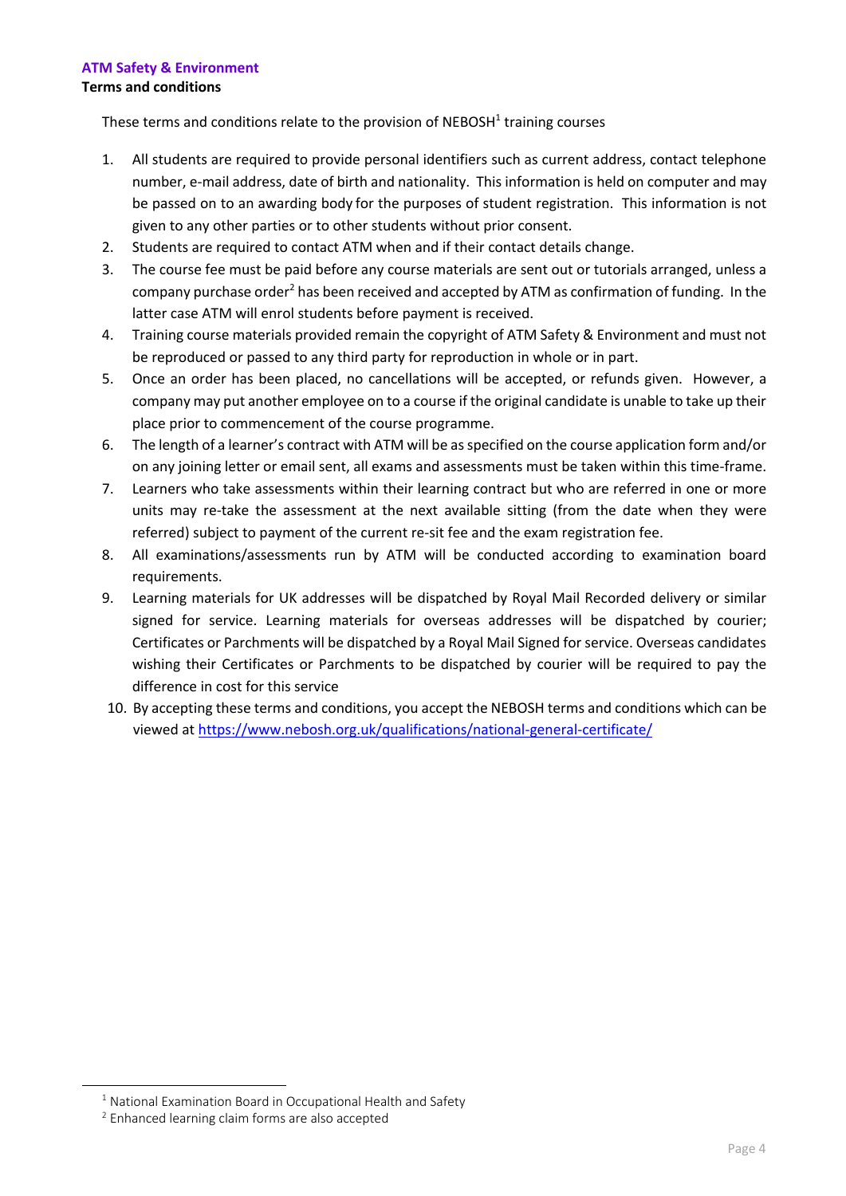**ATM Safety & Environment**

**Terms and conditions**

These terms and conditions relate to the provision of NEBOSH[1] training courses

1. All students are required to provide personal identifiers such as current address, contact telephone number, e-mail address, date of birth and nationality. This information is held on computer and may be passed on to an awarding body for the purposes of student registration. This information is not given to any other parties or to other students without prior consent.
2. Students are required to contact ATM when and if their contact details change.
3. The course fee must be paid before any course materials are sent out or tutorials arranged, unless a company purchase order[2] has been received and accepted by ATM as confirmation of funding. In the latter case ATM will enrol students before payment is received.
4. Training course materials provided remain the copyright of ATM Safety & Environment and must not be reproduced or passed to any third party for reproduction in whole or in part.
5. Once an order has been placed, no cancellations will be accepted, or refunds given. However, a company may put another employee on to a course if the original candidate is unable to take up their place prior to commencement of the course programme.
6. The length of a learner's contract with ATM will be as specified on the course application form and/or on any joining letter or email sent, all exams and assessments must be taken within this time-frame.
7. Learners who take assessments within their learning contract but who are referred in one or more units may re-take the assessment at the next available sitting (from the date when they were referred) subject to payment of the current re-sit fee and the exam registration fee.
8. All examinations/assessments run by ATM will be conducted according to examination board requirements.
9. Learning materials for UK addresses will be dispatched by Royal Mail Recorded delivery or similar signed for service. Learning materials for overseas addresses will be dispatched by courier; Certificates or Parchments will be dispatched by a Royal Mail Signed for service. Overseas candidates wishing their Certificates or Parchments to be dispatched by courier will be required to pay the difference in cost for this service
10. By accepting these terms and conditions, you accept the NEBOSH terms and conditions which can be viewed at https://www.nebosh.org.uk/qualifications/national-general-certificate/

[1] National Examination Board in Occupational Health and Safety

[2] Enhanced learning claim forms are also accepted